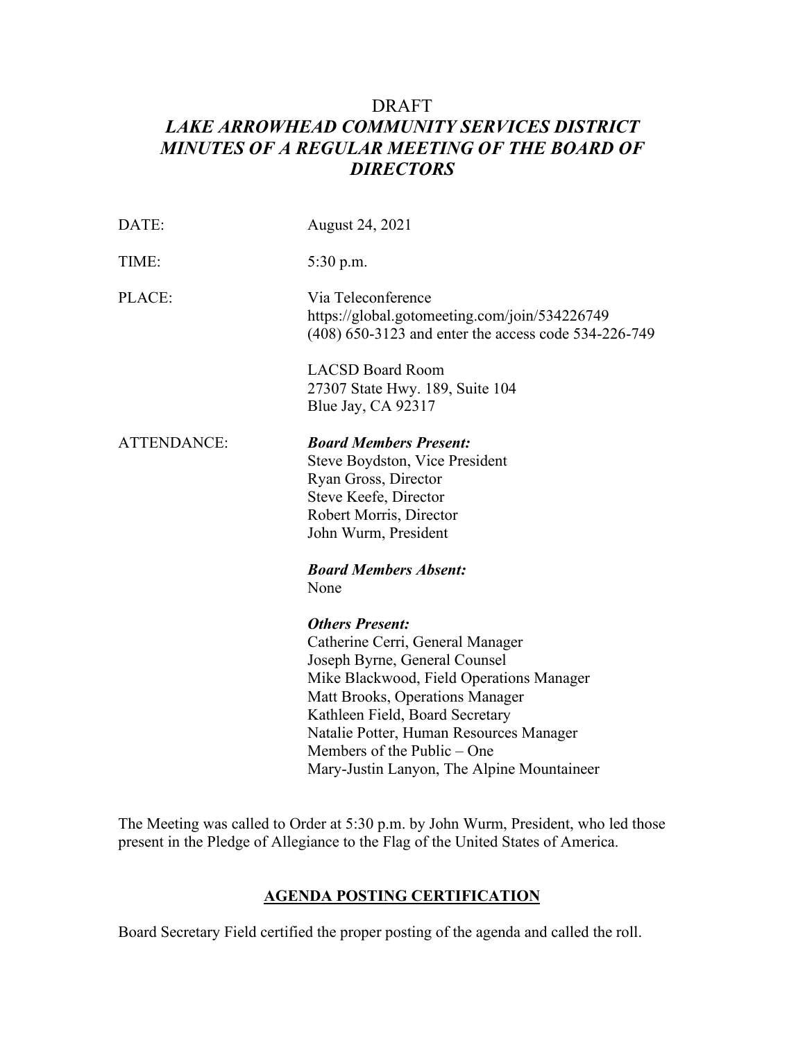DRAFT

# *LAKE ARROWHEAD COMMUNITY SERVICES DISTRICT MINUTES OF A REGULAR MEETING OF THE BOARD OF DIRECTORS*

DATE: August 24, 2021

TIME: 5:30 p.m.

PLACE: Via Teleconference
https://global.gotomeeting.com/join/534226749
(408) 650-3123 and enter the access code 534-226-749

LACSD Board Room
27307 State Hwy. 189, Suite 104
Blue Jay, CA 92317

ATTENDANCE:

***Board Members Present:***
Steve Boydston, Vice President
Ryan Gross, Director
Steve Keefe, Director
Robert Morris, Director
John Wurm, President

***Board Members Absent:***
None

***Others Present:***
Catherine Cerri, General Manager
Joseph Byrne, General Counsel
Mike Blackwood, Field Operations Manager
Matt Brooks, Operations Manager
Kathleen Field, Board Secretary
Natalie Potter, Human Resources Manager
Members of the Public – One
Mary-Justin Lanyon, The Alpine Mountaineer

The Meeting was called to Order at 5:30 p.m. by John Wurm, President, who led those present in the Pledge of Allegiance to the Flag of the United States of America.

## AGENDA POSTING CERTIFICATION

Board Secretary Field certified the proper posting of the agenda and called the roll.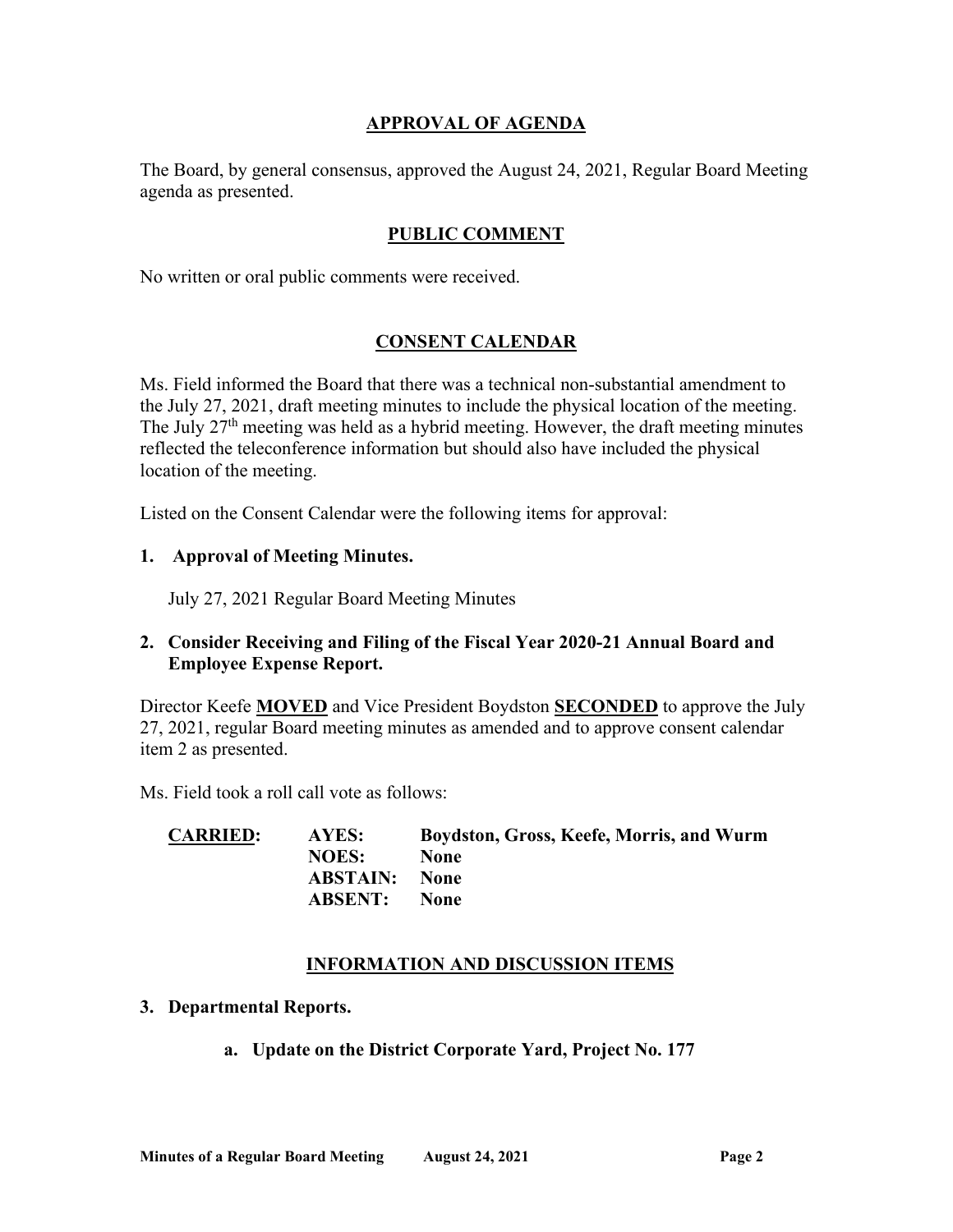## APPROVAL OF AGENDA

The Board, by general consensus, approved the August 24, 2021, Regular Board Meeting agenda as presented.

## PUBLIC COMMENT

No written or oral public comments were received.

## CONSENT CALENDAR

Ms. Field informed the Board that there was a technical non-substantial amendment to the July 27, 2021, draft meeting minutes to include the physical location of the meeting. The July 27th meeting was held as a hybrid meeting. However, the draft meeting minutes reflected the teleconference information but should also have included the physical location of the meeting.

Listed on the Consent Calendar were the following items for approval:

**1. Approval of Meeting Minutes.**

July 27, 2021 Regular Board Meeting Minutes

**2. Consider Receiving and Filing of the Fiscal Year 2020-21 Annual Board and Employee Expense Report.**

Director Keefe **MOVED** and Vice President Boydston **SECONDED** to approve the July 27, 2021, regular Board meeting minutes as amended and to approve consent calendar item 2 as presented.

Ms. Field took a roll call vote as follows:

| **CARRIED:** | **AYES:** | **Boydston, Gross, Keefe, Morris, and Wurm** |
|---|---|---|
| | **NOES:** | **None** |
| | **ABSTAIN:** | **None** |
| | **ABSENT:** | **None** |

## INFORMATION AND DISCUSSION ITEMS

**3. Departmental Reports.**

**a. Update on the District Corporate Yard, Project No. 177**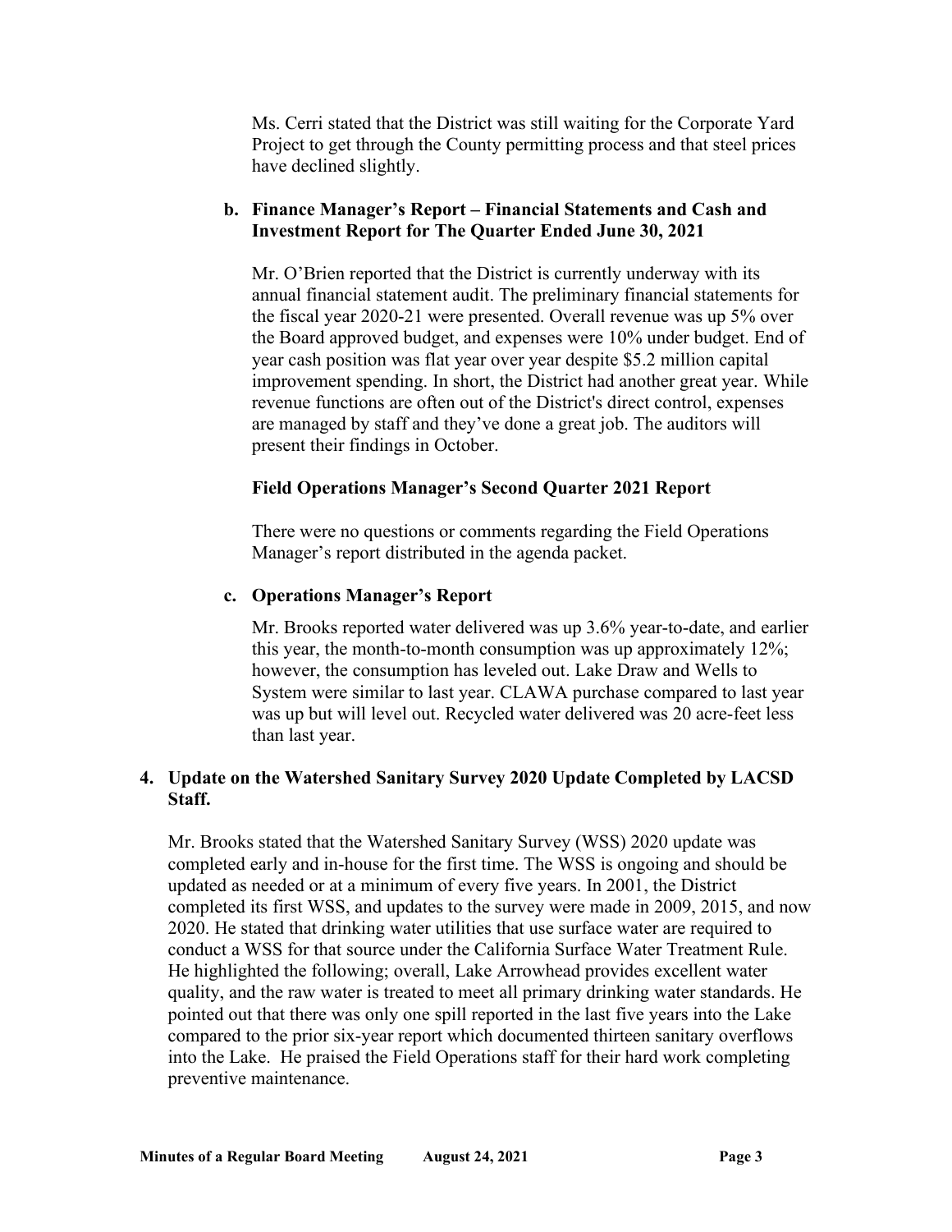Ms. Cerri stated that the District was still waiting for the Corporate Yard Project to get through the County permitting process and that steel prices have declined slightly.

**b. Finance Manager's Report – Financial Statements and Cash and Investment Report for The Quarter Ended June 30, 2021**

Mr. O'Brien reported that the District is currently underway with its annual financial statement audit. The preliminary financial statements for the fiscal year 2020-21 were presented. Overall revenue was up 5% over the Board approved budget, and expenses were 10% under budget. End of year cash position was flat year over year despite $5.2 million capital improvement spending. In short, the District had another great year. While revenue functions are often out of the District's direct control, expenses are managed by staff and they've done a great job. The auditors will present their findings in October.

**Field Operations Manager's Second Quarter 2021 Report**

There were no questions or comments regarding the Field Operations Manager's report distributed in the agenda packet.

**c. Operations Manager's Report**

Mr. Brooks reported water delivered was up 3.6% year-to-date, and earlier this year, the month-to-month consumption was up approximately 12%; however, the consumption has leveled out. Lake Draw and Wells to System were similar to last year. CLAWA purchase compared to last year was up but will level out. Recycled water delivered was 20 acre-feet less than last year.

**4. Update on the Watershed Sanitary Survey 2020 Update Completed by LACSD Staff.**

Mr. Brooks stated that the Watershed Sanitary Survey (WSS) 2020 update was completed early and in-house for the first time. The WSS is ongoing and should be updated as needed or at a minimum of every five years. In 2001, the District completed its first WSS, and updates to the survey were made in 2009, 2015, and now 2020. He stated that drinking water utilities that use surface water are required to conduct a WSS for that source under the California Surface Water Treatment Rule. He highlighted the following; overall, Lake Arrowhead provides excellent water quality, and the raw water is treated to meet all primary drinking water standards. He pointed out that there was only one spill reported in the last five years into the Lake compared to the prior six-year report which documented thirteen sanitary overflows into the Lake. He praised the Field Operations staff for their hard work completing preventive maintenance.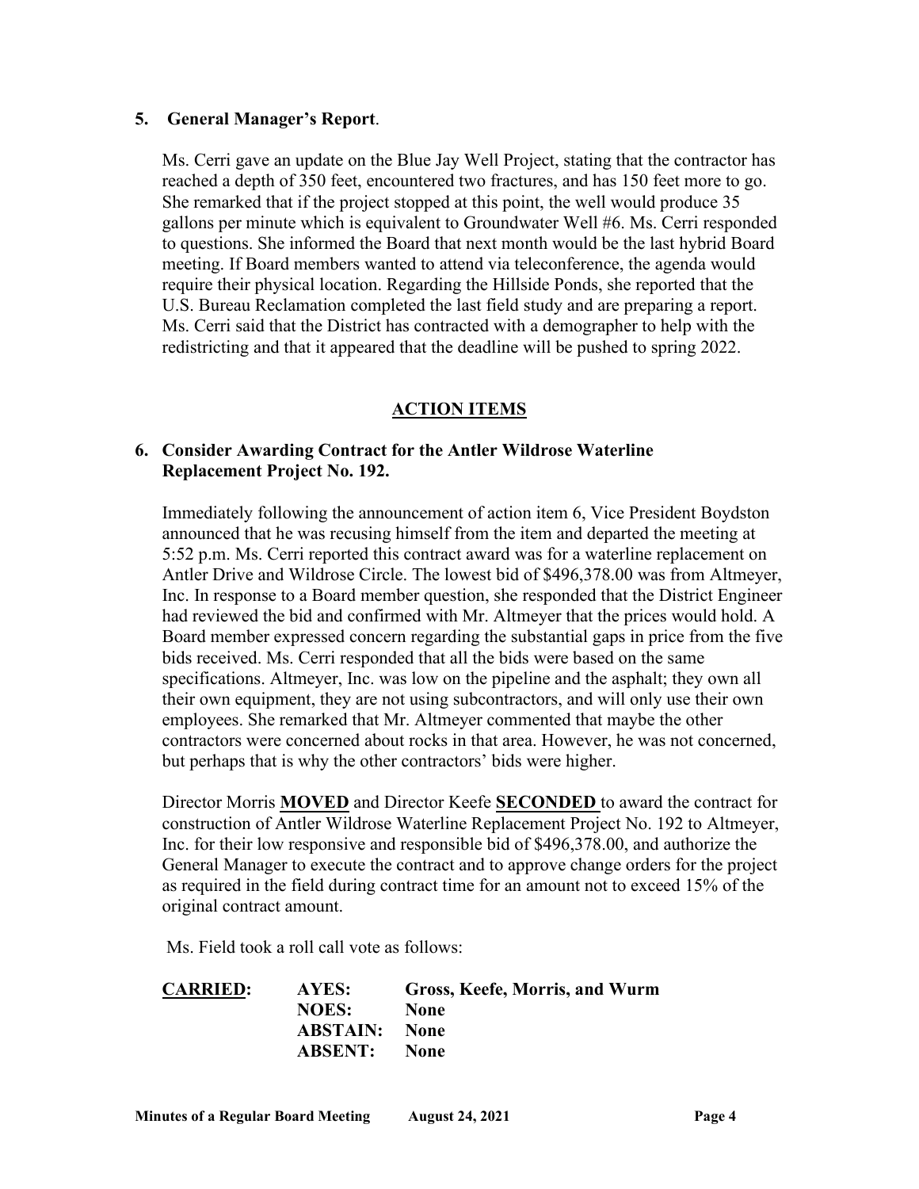**5. General Manager's Report**.

Ms. Cerri gave an update on the Blue Jay Well Project, stating that the contractor has reached a depth of 350 feet, encountered two fractures, and has 150 feet more to go. She remarked that if the project stopped at this point, the well would produce 35 gallons per minute which is equivalent to Groundwater Well #6. Ms. Cerri responded to questions. She informed the Board that next month would be the last hybrid Board meeting. If Board members wanted to attend via teleconference, the agenda would require their physical location. Regarding the Hillside Ponds, she reported that the U.S. Bureau Reclamation completed the last field study and are preparing a report. Ms. Cerri said that the District has contracted with a demographer to help with the redistricting and that it appeared that the deadline will be pushed to spring 2022.

## ACTION ITEMS

**6. Consider Awarding Contract for the Antler Wildrose Waterline Replacement Project No. 192.**

Immediately following the announcement of action item 6, Vice President Boydston announced that he was recusing himself from the item and departed the meeting at 5:52 p.m. Ms. Cerri reported this contract award was for a waterline replacement on Antler Drive and Wildrose Circle. The lowest bid of $496,378.00 was from Altmeyer, Inc. In response to a Board member question, she responded that the District Engineer had reviewed the bid and confirmed with Mr. Altmeyer that the prices would hold. A Board member expressed concern regarding the substantial gaps in price from the five bids received. Ms. Cerri responded that all the bids were based on the same specifications. Altmeyer, Inc. was low on the pipeline and the asphalt; they own all their own equipment, they are not using subcontractors, and will only use their own employees. She remarked that Mr. Altmeyer commented that maybe the other contractors were concerned about rocks in that area. However, he was not concerned, but perhaps that is why the other contractors' bids were higher.

Director Morris **MOVED** and Director Keefe **SECONDED** to award the contract for construction of Antler Wildrose Waterline Replacement Project No. 192 to Altmeyer, Inc. for their low responsive and responsible bid of $496,378.00, and authorize the General Manager to execute the contract and to approve change orders for the project as required in the field during contract time for an amount not to exceed 15% of the original contract amount.

Ms. Field took a roll call vote as follows:

| **CARRIED:** | **AYES:** | **Gross, Keefe, Morris, and Wurm** |
|---|---|---|
| | **NOES:** | **None** |
| | **ABSTAIN:** | **None** |
| | **ABSENT:** | **None** |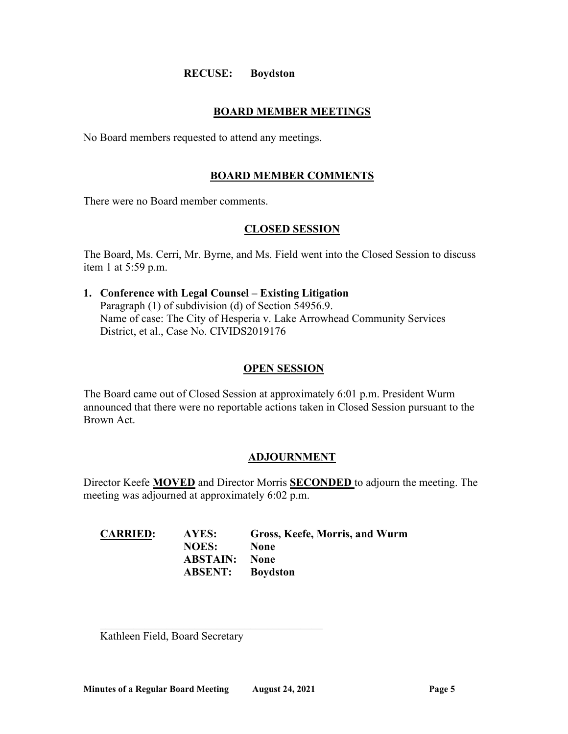**RECUSE:** **Boydston**

## BOARD MEMBER MEETINGS

No Board members requested to attend any meetings.

## BOARD MEMBER COMMENTS

There were no Board member comments.

## CLOSED SESSION

The Board, Ms. Cerri, Mr. Byrne, and Ms. Field went into the Closed Session to discuss item 1 at 5:59 p.m.

1. **Conference with Legal Counsel – Existing Litigation**
   Paragraph (1) of subdivision (d) of Section 54956.9.
   Name of case: The City of Hesperia v. Lake Arrowhead Community Services District, et al., Case No. CIVIDS2019176

## OPEN SESSION

The Board came out of Closed Session at approximately 6:01 p.m. President Wurm announced that there were no reportable actions taken in Closed Session pursuant to the Brown Act.

## ADJOURNMENT

Director Keefe **MOVED** and Director Morris **SECONDED** to adjourn the meeting. The meeting was adjourned at approximately 6:02 p.m.

| | | |
|---|---|---|
| **CARRIED:** | **AYES:** | **Gross, Keefe, Morris, and Wurm** |
| | **NOES:** | **None** |
| | **ABSTAIN:** | **None** |
| | **ABSENT:** | **Boydston** |

\_\_\_\_\_\_\_\_\_\_\_\_\_\_\_\_\_\_\_\_\_\_\_\_\_\_\_\_\_\_\_\_\_\_\_\_\_\_\_\_

Kathleen Field, Board Secretary